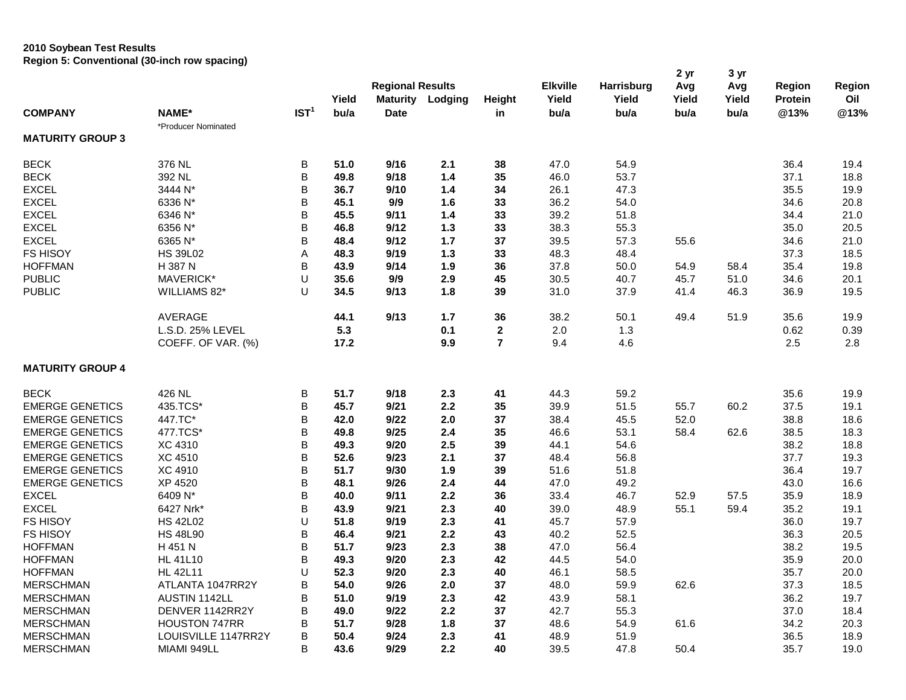**2010 Soybean Test Results**
**Region 5: Conventional (30-inch row spacing)**

| COMPANY | NAME* | IST[1] | Yield bu/a | Regional Results Maturity Date | Lodging | Height in | Elkville Yield bu/a | Harrisburg Yield bu/a | 2 yr Avg Yield bu/a | 3 yr Avg Yield bu/a | Region Protein @13% | Region Oil @13% |
|---|---|---|---|---|---|---|---|---|---|---|---|---|
| | *Producer Nominated | | | | | | | | | | | |
| **MATURITY GROUP 3** | | | | | | | | | | | | |
| BECK | 376 NL | B | **51.0** | **9/16** | **2.1** | **38** | 47.0 | 54.9 | | | 36.4 | 19.4 |
| BECK | 392 NL | B | **49.8** | **9/18** | **1.4** | **35** | 46.0 | 53.7 | | | 37.1 | 18.8 |
| EXCEL | 3444 N* | B | **36.7** | **9/10** | **1.4** | **34** | 26.1 | 47.3 | | | 35.5 | 19.9 |
| EXCEL | 6336 N* | B | **45.1** | **9/9** | **1.6** | **33** | 36.2 | 54.0 | | | 34.6 | 20.8 |
| EXCEL | 6346 N* | B | **45.5** | **9/11** | **1.4** | **33** | 39.2 | 51.8 | | | 34.4 | 21.0 |
| EXCEL | 6356 N* | B | **46.8** | **9/12** | **1.3** | **33** | 38.3 | 55.3 | | | 35.0 | 20.5 |
| EXCEL | 6365 N* | B | **48.4** | **9/12** | **1.7** | **37** | 39.5 | 57.3 | 55.6 | | 34.6 | 21.0 |
| FS HISOY | HS 39L02 | A | **48.3** | **9/19** | **1.3** | **33** | 48.3 | 48.4 | | | 37.3 | 18.5 |
| HOFFMAN | H 387 N | B | **43.9** | **9/14** | **1.9** | **36** | 37.8 | 50.0 | 54.9 | 58.4 | 35.4 | 19.8 |
| PUBLIC | MAVERICK* | U | **35.6** | **9/9** | **2.9** | **45** | 30.5 | 40.7 | 45.7 | 51.0 | 34.6 | 20.1 |
| PUBLIC | WILLIAMS 82* | U | **34.5** | **9/13** | **1.8** | **39** | 31.0 | 37.9 | 41.4 | 46.3 | 36.9 | 19.5 |
| | AVERAGE | | **44.1** | **9/13** | **1.7** | **36** | 38.2 | 50.1 | 49.4 | 51.9 | 35.6 | 19.9 |
| | L.S.D. 25% LEVEL | | **5.3** | | **0.1** | **2** | 2.0 | 1.3 | | | 0.62 | 0.39 |
| | COEFF. OF VAR. (%) | | **17.2** | | **9.9** | **7** | 9.4 | 4.6 | | | 2.5 | 2.8 |
| **MATURITY GROUP 4** | | | | | | | | | | | | |
| BECK | 426 NL | B | **51.7** | **9/18** | **2.3** | **41** | 44.3 | 59.2 | | | 35.6 | 19.9 |
| EMERGE GENETICS | 435.TCS* | B | **45.7** | **9/21** | **2.2** | **35** | 39.9 | 51.5 | 55.7 | 60.2 | 37.5 | 19.1 |
| EMERGE GENETICS | 447.TC* | B | **42.0** | **9/22** | **2.0** | **37** | 38.4 | 45.5 | 52.0 | | 38.8 | 18.6 |
| EMERGE GENETICS | 477.TCS* | B | **49.8** | **9/25** | **2.4** | **35** | 46.6 | 53.1 | 58.4 | 62.6 | 38.5 | 18.3 |
| EMERGE GENETICS | XC 4310 | B | **49.3** | **9/20** | **2.5** | **39** | 44.1 | 54.6 | | | 38.2 | 18.8 |
| EMERGE GENETICS | XC 4510 | B | **52.6** | **9/23** | **2.1** | **37** | 48.4 | 56.8 | | | 37.7 | 19.3 |
| EMERGE GENETICS | XC 4910 | B | **51.7** | **9/30** | **1.9** | **39** | 51.6 | 51.8 | | | 36.4 | 19.7 |
| EMERGE GENETICS | XP 4520 | B | **48.1** | **9/26** | **2.4** | **44** | 47.0 | 49.2 | | | 43.0 | 16.6 |
| EXCEL | 6409 N* | B | **40.0** | **9/11** | **2.2** | **36** | 33.4 | 46.7 | 52.9 | 57.5 | 35.9 | 18.9 |
| EXCEL | 6427 Nrk* | B | **43.9** | **9/21** | **2.3** | **40** | 39.0 | 48.9 | 55.1 | 59.4 | 35.2 | 19.1 |
| FS HISOY | HS 42L02 | U | **51.8** | **9/19** | **2.3** | **41** | 45.7 | 57.9 | | | 36.0 | 19.7 |
| FS HISOY | HS 48L90 | B | **46.4** | **9/21** | **2.2** | **43** | 40.2 | 52.5 | | | 36.3 | 20.5 |
| HOFFMAN | H 451 N | B | **51.7** | **9/23** | **2.3** | **38** | 47.0 | 56.4 | | | 38.2 | 19.5 |
| HOFFMAN | HL 41L10 | B | **49.3** | **9/20** | **2.3** | **42** | 44.5 | 54.0 | | | 35.9 | 20.0 |
| HOFFMAN | HL 42L11 | U | **52.3** | **9/20** | **2.3** | **40** | 46.1 | 58.5 | | | 35.7 | 20.0 |
| MERSCHMAN | ATLANTA 1047RR2Y | B | **54.0** | **9/26** | **2.0** | **37** | 48.0 | 59.9 | 62.6 | | 37.3 | 18.5 |
| MERSCHMAN | AUSTIN 1142LL | B | **51.0** | **9/19** | **2.3** | **42** | 43.9 | 58.1 | | | 36.2 | 19.7 |
| MERSCHMAN | DENVER 1142RR2Y | B | **49.0** | **9/22** | **2.2** | **37** | 42.7 | 55.3 | | | 37.0 | 18.4 |
| MERSCHMAN | HOUSTON 747RR | B | **51.7** | **9/28** | **1.8** | **37** | 48.6 | 54.9 | 61.6 | | 34.2 | 20.3 |
| MERSCHMAN | LOUISVILLE 1147RR2Y | B | **50.4** | **9/24** | **2.3** | **41** | 48.9 | 51.9 | | | 36.5 | 18.9 |
| MERSCHMAN | MIAMI 949LL | B | **43.6** | **9/29** | **2.2** | **40** | 39.5 | 47.8 | 50.4 | | 35.7 | 19.0 |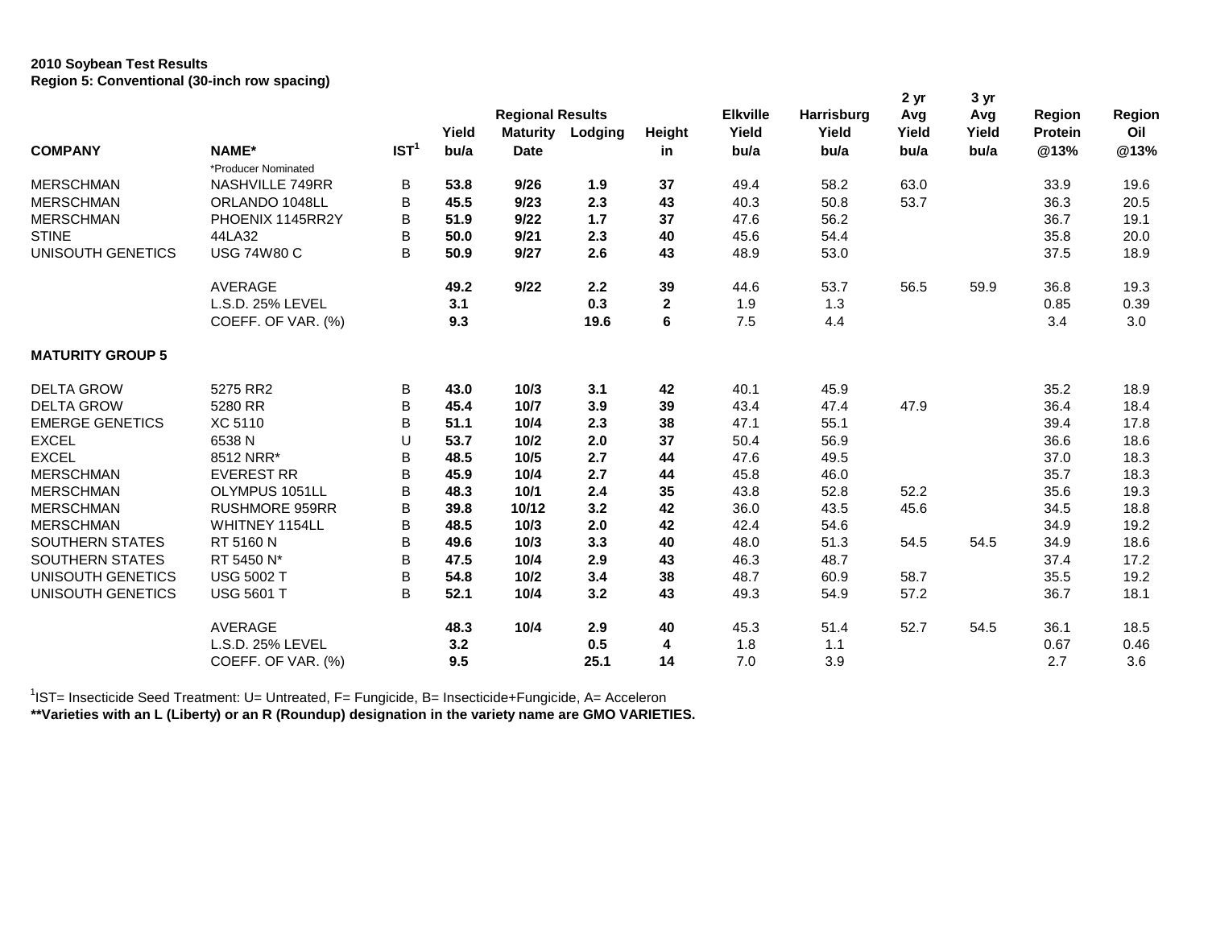**2010 Soybean Test Results**
**Region 5: Conventional (30-inch row spacing)**

| COMPANY | NAME* | IST[1] | Yield bu/a | Regional Results Maturity Date | Lodging | Height in | Elkville Yield bu/a | Harrisburg Yield bu/a | 2 yr Avg Yield bu/a | 3 yr Avg Yield bu/a | Region Protein @13% | Region Oil @13% |
|---|---|---|---|---|---|---|---|---|---|---|---|---|
| | *Producer Nominated | | | | | | | | | | | |
| MERSCHMAN | NASHVILLE 749RR | B | **53.8** | **9/26** | **1.9** | **37** | 49.4 | 58.2 | 63.0 | | 33.9 | 19.6 |
| MERSCHMAN | ORLANDO 1048LL | B | **45.5** | **9/23** | **2.3** | **43** | 40.3 | 50.8 | 53.7 | | 36.3 | 20.5 |
| MERSCHMAN | PHOENIX 1145RR2Y | B | **51.9** | **9/22** | **1.7** | **37** | 47.6 | 56.2 | | | 36.7 | 19.1 |
| STINE | 44LA32 | B | **50.0** | **9/21** | **2.3** | **40** | 45.6 | 54.4 | | | 35.8 | 20.0 |
| UNISOUTH GENETICS | USG 74W80 C | B | **50.9** | **9/27** | **2.6** | **43** | 48.9 | 53.0 | | | 37.5 | 18.9 |
| | AVERAGE | | **49.2** | **9/22** | **2.2** | **39** | 44.6 | 53.7 | 56.5 | 59.9 | 36.8 | 19.3 |
| | L.S.D. 25% LEVEL | | **3.1** | | **0.3** | **2** | 1.9 | 1.3 | | | 0.85 | 0.39 |
| | COEFF. OF VAR. (%) | | **9.3** | | **19.6** | **6** | 7.5 | 4.4 | | | 3.4 | 3.0 |
| **MATURITY GROUP 5** | | | | | | | | | | | | |
| DELTA GROW | 5275 RR2 | B | **43.0** | **10/3** | **3.1** | **42** | 40.1 | 45.9 | | | 35.2 | 18.9 |
| DELTA GROW | 5280 RR | B | **45.4** | **10/7** | **3.9** | **39** | 43.4 | 47.4 | 47.9 | | 36.4 | 18.4 |
| EMERGE GENETICS | XC 5110 | B | **51.1** | **10/4** | **2.3** | **38** | 47.1 | 55.1 | | | 39.4 | 17.8 |
| EXCEL | 6538 N | U | **53.7** | **10/2** | **2.0** | **37** | 50.4 | 56.9 | | | 36.6 | 18.6 |
| EXCEL | 8512 NRR* | B | **48.5** | **10/5** | **2.7** | **44** | 47.6 | 49.5 | | | 37.0 | 18.3 |
| MERSCHMAN | EVEREST RR | B | **45.9** | **10/4** | **2.7** | **44** | 45.8 | 46.0 | | | 35.7 | 18.3 |
| MERSCHMAN | OLYMPUS 1051LL | B | **48.3** | **10/1** | **2.4** | **35** | 43.8 | 52.8 | 52.2 | | 35.6 | 19.3 |
| MERSCHMAN | RUSHMORE 959RR | B | **39.8** | **10/12** | **3.2** | **42** | 36.0 | 43.5 | 45.6 | | 34.5 | 18.8 |
| MERSCHMAN | WHITNEY 1154LL | B | **48.5** | **10/3** | **2.0** | **42** | 42.4 | 54.6 | | | 34.9 | 19.2 |
| SOUTHERN STATES | RT 5160 N | B | **49.6** | **10/3** | **3.3** | **40** | 48.0 | 51.3 | 54.5 | 54.5 | 34.9 | 18.6 |
| SOUTHERN STATES | RT 5450 N* | B | **47.5** | **10/4** | **2.9** | **43** | 46.3 | 48.7 | | | 37.4 | 17.2 |
| UNISOUTH GENETICS | USG 5002 T | B | **54.8** | **10/2** | **3.4** | **38** | 48.7 | 60.9 | 58.7 | | 35.5 | 19.2 |
| UNISOUTH GENETICS | USG 5601 T | B | **52.1** | **10/4** | **3.2** | **43** | 49.3 | 54.9 | 57.2 | | 36.7 | 18.1 |
| | AVERAGE | | **48.3** | **10/4** | **2.9** | **40** | 45.3 | 51.4 | 52.7 | 54.5 | 36.1 | 18.5 |
| | L.S.D. 25% LEVEL | | **3.2** | | **0.5** | **4** | 1.8 | 1.1 | | | 0.67 | 0.46 |
| | COEFF. OF VAR. (%) | | **9.5** | | **25.1** | **14** | 7.0 | 3.9 | | | 2.7 | 3.6 |

[1]IST= Insecticide Seed Treatment: U= Untreated, F= Fungicide, B= Insecticide+Fungicide, A= Acceleron

**\*\*Varieties with an L (Liberty) or an R (Roundup) designation in the variety name are GMO VARIETIES.**